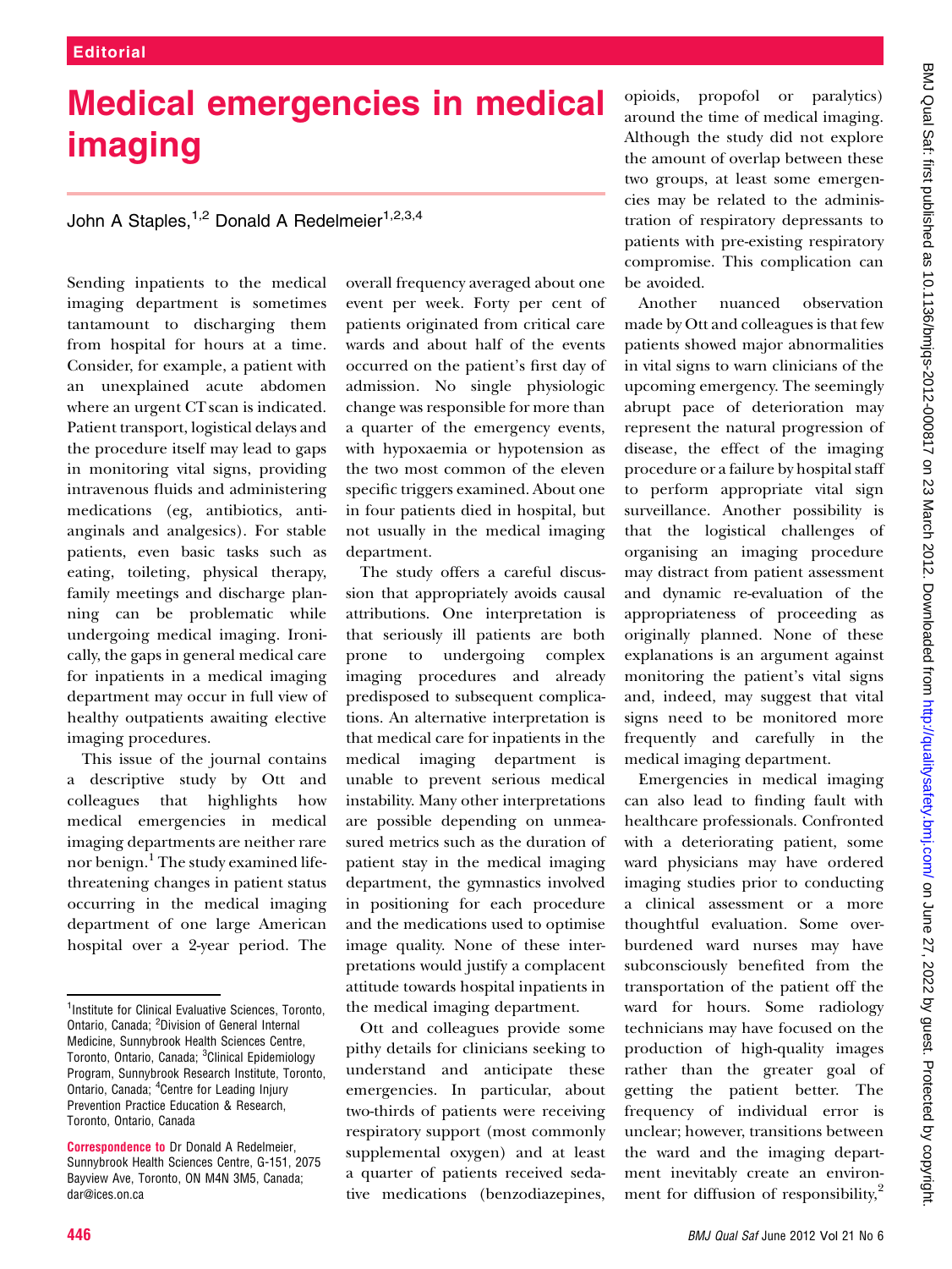Editorial

# Medical emergencies in medical imaging

John A Staples,[1,2] Donald A Redelmeier[1,2,3,4]

Sending inpatients to the medical imaging department is sometimes tantamount to discharging them from hospital for hours at a time. Consider, for example, a patient with an unexplained acute abdomen where an urgent CT scan is indicated. Patient transport, logistical delays and the procedure itself may lead to gaps in monitoring vital signs, providing intravenous fluids and administering medications (eg, antibiotics, antianginals and analgesics). For stable patients, even basic tasks such as eating, toileting, physical therapy, family meetings and discharge planning can be problematic while undergoing medical imaging. Ironically, the gaps in general medical care for inpatients in a medical imaging department may occur in full view of healthy outpatients awaiting elective imaging procedures.

This issue of the journal contains a descriptive study by Ott and colleagues that highlights how medical emergencies in medical imaging departments are neither rare nor benign.[1] The study examined life-threatening changes in patient status occurring in the medical imaging department of one large American hospital over a 2-year period. The overall frequency averaged about one event per week. Forty per cent of patients originated from critical care wards and about half of the events occurred on the patient's first day of admission. No single physiologic change was responsible for more than a quarter of the emergency events, with hypoxaemia or hypotension as the two most common of the eleven specific triggers examined. About one in four patients died in hospital, but not usually in the medical imaging department.

The study offers a careful discussion that appropriately avoids causal attributions. One interpretation is that seriously ill patients are both prone to undergoing complex imaging procedures and already predisposed to subsequent complications. An alternative interpretation is that medical care for inpatients in the medical imaging department is unable to prevent serious medical instability. Many other interpretations are possible depending on unmeasured metrics such as the duration of patient stay in the medical imaging department, the gymnastics involved in positioning for each procedure and the medications used to optimise image quality. None of these interpretations would justify a complacent attitude towards hospital inpatients in the medical imaging department.

Ott and colleagues provide some pithy details for clinicians seeking to understand and anticipate these emergencies. In particular, about two-thirds of patients were receiving respiratory support (most commonly supplemental oxygen) and at least a quarter of patients received sedative medications (benzodiazepines, opioids, propofol or paralytics) around the time of medical imaging. Although the study did not explore the amount of overlap between these two groups, at least some emergencies may be related to the administration of respiratory depressants to patients with pre-existing respiratory compromise. This complication can be avoided.

Another nuanced observation made by Ott and colleagues is that few patients showed major abnormalities in vital signs to warn clinicians of the upcoming emergency. The seemingly abrupt pace of deterioration may represent the natural progression of disease, the effect of the imaging procedure or a failure by hospital staff to perform appropriate vital sign surveillance. Another possibility is that the logistical challenges of organising an imaging procedure may distract from patient assessment and dynamic re-evaluation of the appropriateness of proceeding as originally planned. None of these explanations is an argument against monitoring the patient's vital signs and, indeed, may suggest that vital signs need to be monitored more frequently and carefully in the medical imaging department.

Emergencies in medical imaging can also lead to finding fault with healthcare professionals. Confronted with a deteriorating patient, some ward physicians may have ordered imaging studies prior to conducting a clinical assessment or a more thoughtful evaluation. Some overburdened ward nurses may have subconsciously benefited from the transportation of the patient off the ward for hours. Some radiology technicians may have focused on the production of high-quality images rather than the greater goal of getting the patient better. The frequency of individual error is unclear; however, transitions between the ward and the imaging department inevitably create an environment for diffusion of responsibility,[2]

[1]Institute for Clinical Evaluative Sciences, Toronto, Ontario, Canada; [2]Division of General Internal Medicine, Sunnybrook Health Sciences Centre, Toronto, Ontario, Canada; [3]Clinical Epidemiology Program, Sunnybrook Research Institute, Toronto, Ontario, Canada; [4]Centre for Leading Injury Prevention Practice Education & Research, Toronto, Ontario, Canada

**Correspondence to** Dr Donald A Redelmeier, Sunnybrook Health Sciences Centre, G-151, 2075 Bayview Ave, Toronto, ON M4N 3M5, Canada; dar@ices.on.ca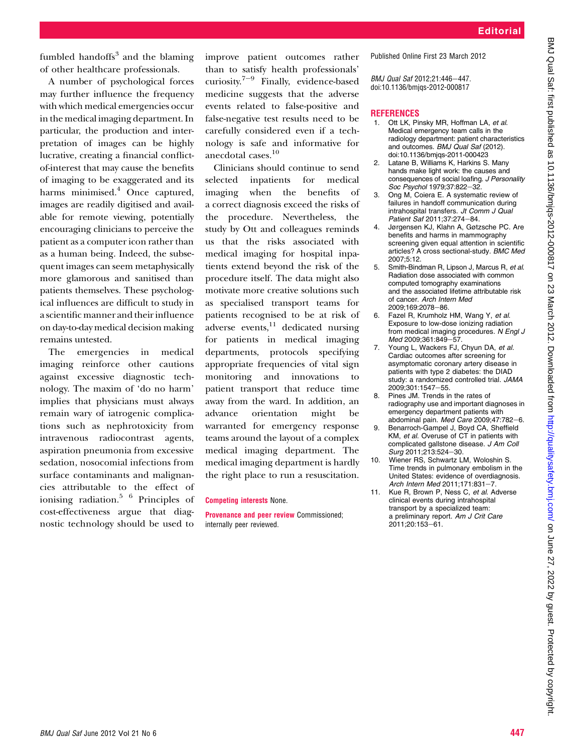fumbled handoffs[3] and the blaming of other healthcare professionals.

A number of psychological forces may further influence the frequency with which medical emergencies occur in the medical imaging department. In particular, the production and interpretation of images can be highly lucrative, creating a financial conflict-of-interest that may cause the benefits of imaging to be exaggerated and its harms minimised.[4] Once captured, images are readily digitised and available for remote viewing, potentially encouraging clinicians to perceive the patient as a computer icon rather than as a human being. Indeed, the subsequent images can seem metaphysically more glamorous and sanitised than patients themselves. These psychological influences are difficult to study in a scientific manner and their influence on day-to-day medical decision making remains untested.

The emergencies in medical imaging reinforce other cautions against excessive diagnostic technology. The maxim of 'do no harm' implies that physicians must always remain wary of iatrogenic complications such as nephrotoxicity from intravenous radiocontrast agents, aspiration pneumonia from excessive sedation, nosocomial infections from surface contaminants and malignancies attributable to the effect of ionising radiation.[5,6] Principles of cost-effectiveness argue that diagnostic technology should be used to improve patient outcomes rather than to satisfy health professionals' curiosity.[7–9] Finally, evidence-based medicine suggests that the adverse events related to false-positive and false-negative test results need to be carefully considered even if a technology is safe and informative for anecdotal cases.[10]

Clinicians should continue to send selected inpatients for medical imaging when the benefits of a correct diagnosis exceed the risks of the procedure. Nevertheless, the study by Ott and colleagues reminds us that the risks associated with medical imaging for hospital inpatients extend beyond the risk of the procedure itself. The data might also motivate more creative solutions such as specialised transport teams for patients recognised to be at risk of adverse events,[11] dedicated nursing for patients in medical imaging departments, protocols specifying appropriate frequencies of vital sign monitoring and innovations to patient transport that reduce time away from the ward. In addition, an advance orientation might be warranted for emergency response teams around the layout of a complex medical imaging department. The medical imaging department is hardly the right place to run a resuscitation.

**Competing interests** None.

**Provenance and peer review** Commissioned; internally peer reviewed.

Published Online First 23 March 2012

*BMJ Qual Saf* 2012;21:446–447. doi:10.1136/bmjqs-2012-000817

## REFERENCES

1. Ott LK, Pinsky MR, Hoffman LA, *et al*. Medical emergency team calls in the radiology department: patient characteristics and outcomes. *BMJ Qual Saf* (2012). doi:10.1136/bmjqs-2011-000423
2. Latane B, Williams K, Harkins S. Many hands make light work: the causes and consequences of social loafing. *J Personality Soc Psychol* 1979;37:822–32.
3. Ong M, Coiera E. A systematic review of failures in handoff communication during intrahospital transfers. *Jt Comm J Qual Patient Saf* 2011;37:274–84.
4. Jørgensen KJ, Klahn A, Gøtzsche PC. Are benefits and harms in mammography screening given equal attention in scientific articles? A cross sectional-study. *BMC Med* 2007;5:12.
5. Smith-Bindman R, Lipson J, Marcus R, *et al*. Radiation dose associated with common computed tomography examinations and the associated lifetime attributable risk of cancer. *Arch Intern Med* 2009;169:2078–86.
6. Fazel R, Krumholz HM, Wang Y, *et al*. Exposure to low-dose ionizing radiation from medical imaging procedures. *N Engl J Med* 2009;361:849–57.
7. Young L, Wackers FJ, Chyun DA, *et al*. Cardiac outcomes after screening for asymptomatic coronary artery disease in patients with type 2 diabetes: the DIAD study: a randomized controlled trial. *JAMA* 2009;301:1547–55.
8. Pines JM. Trends in the rates of radiography use and important diagnoses in emergency department patients with abdominal pain. *Med Care* 2009;47:782–6.
9. Benarroch-Gampel J, Boyd CA, Sheffield KM, *et al*. Overuse of CT in patients with complicated gallstone disease. *J Am Coll Surg* 2011;213:524–30.
10. Wiener RS, Schwartz LM, Woloshin S. Time trends in pulmonary embolism in the United States: evidence of overdiagnosis. *Arch Intern Med* 2011;171:831–7.
11. Kue R, Brown P, Ness C, *et al*. Adverse clinical events during intrahospital transport by a specialized team: a preliminary report. *Am J Crit Care* 2011;20:153–61.